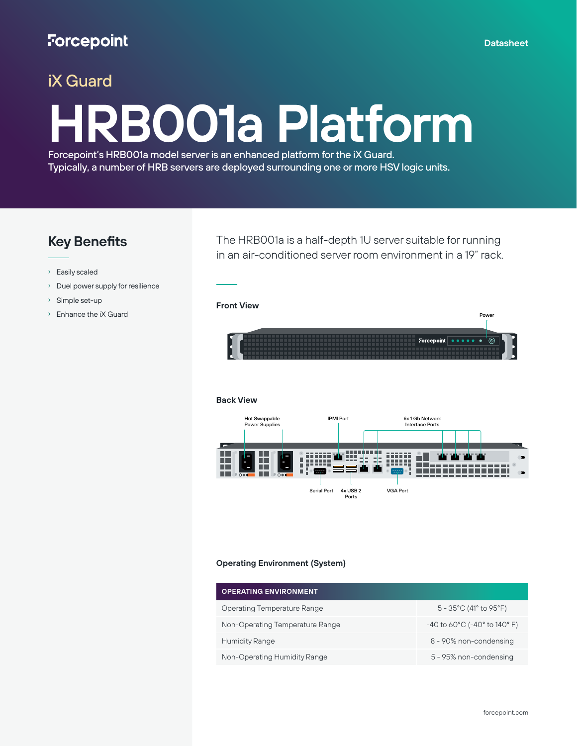Forcepoint

Datasheet

iX Guard

# HRB001a Platform

Forcepoint's HRB001a model server is an enhanced platform for the iX Guard. Typically, a number of HRB servers are deployed surrounding one or more HSV logic units.

## Key Benefits

- Easily scaled
- Duel power supply for resilience
- Simple set-up
- Enhance the iX Guard

The HRB001a is a half-depth 1U server suitable for running in an air-conditioned server room environment in a 19" rack.

### Front View

Power

### Back View

Hot Swappable Power Supplies

IPMI Port

6x 1 Gb Network Interface Ports

Serial Port

4x USB 2 Ports

VGA Port

### Operating Environment (System)

| OPERATING ENVIRONMENT | |
|---|---|
| Operating Temperature Range | 5 - 35°C (41° to 95°F) |
| Non-Operating Temperature Range | -40 to 60°C (-40° to 140° F) |
| Humidity Range | 8 - 90% non-condensing |
| Non-Operating Humidity Range | 5 - 95% non-condensing |

forcepoint.com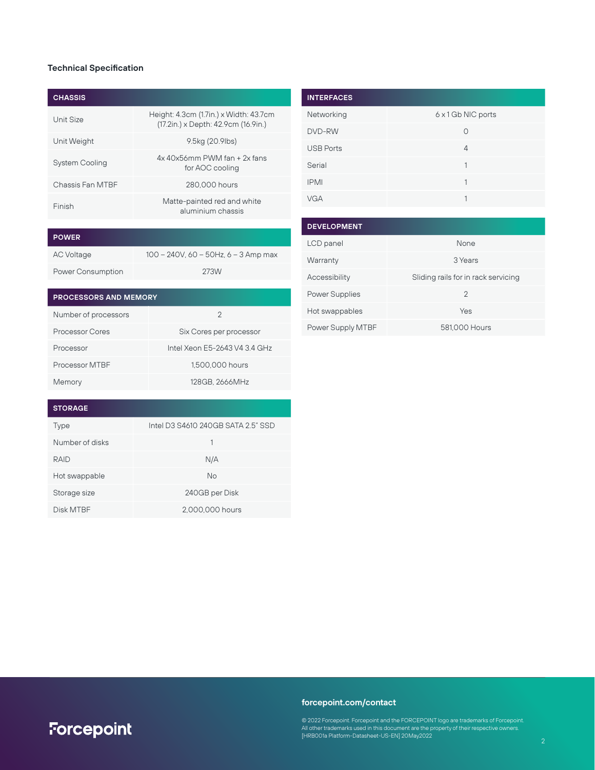## Technical Specification

| CHASSIS | |
|---|---|
| Unit Size | Height: 4.3cm (1.7in.) x Width: 43.7cm (17.2in.) x Depth: 42.9cm (16.9in.) |
| Unit Weight | 9.5kg (20.9lbs) |
| System Cooling | 4x 40x56mm PWM fan + 2x fans for AOC cooling |
| Chassis Fan MTBF | 280,000 hours |
| Finish | Matte-painted red and white aluminium chassis |

| POWER | |
|---|---|
| AC Voltage | 100 – 240V, 60 – 50Hz, 6 – 3 Amp max |
| Power Consumption | 273W |

| PROCESSORS AND MEMORY | |
|---|---|
| Number of processors | 2 |
| Processor Cores | Six Cores per processor |
| Processor | Intel Xeon E5-2643 V4 3.4 GHz |
| Processor MTBF | 1,500,000 hours |
| Memory | 128GB, 2666MHz |

| STORAGE | |
|---|---|
| Type | Intel D3 S4610 240GB SATA 2.5" SSD |
| Number of disks | 1 |
| RAID | N/A |
| Hot swappable | No |
| Storage size | 240GB per Disk |
| Disk MTBF | 2,000,000 hours |

| INTERFACES | |
|---|---|
| Networking | 6 x 1 Gb NIC ports |
| DVD-RW | 0 |
| USB Ports | 4 |
| Serial | 1 |
| IPMI | 1 |
| VGA | 1 |

| DEVELOPMENT | |
|---|---|
| LCD panel | None |
| Warranty | 3 Years |
| Accessibility | Sliding rails for in rack servicing |
| Power Supplies | 2 |
| Hot swappables | Yes |
| Power Supply MTBF | 581,000 Hours |

Forcepoint

**forcepoint.com/contact**

© 2022 Forcepoint. Forcepoint and the FORCEPOINT logo are trademarks of Forcepoint. All other trademarks used in this document are the property of their respective owners. [HRB001a Platform-Datasheet-US-EN] 20May2022